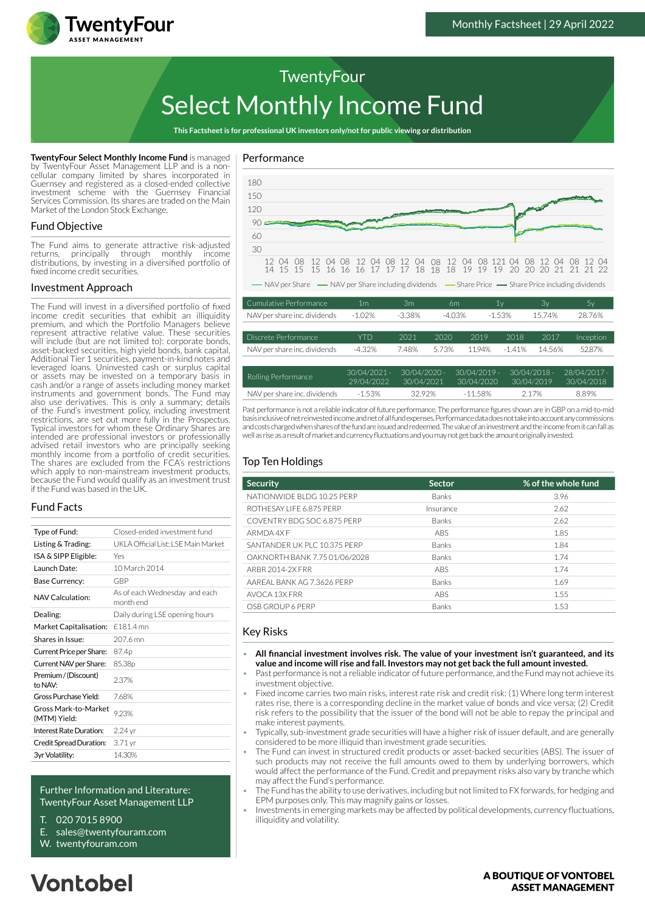Monthly Factsheet | 29 April 2022

# TwentyFour Select Monthly Income Fund

**This Factsheet is for professional UK investors only/not for public viewing or distribution**

**TwentyFour Select Monthly Income Fund** is managed by TwentyFour Asset Management LLP and is a non-cellular company limited by shares incorporated in Guernsey and registered as a closed-ended collective investment scheme with the Guernsey Financial Services Commission. Its shares are traded on the Main Market of the London Stock Exchange.

## Fund Objective

The Fund aims to generate attractive risk-adjusted returns, principally through monthly income distributions, by investing in a diversified portfolio of fixed income credit securities.

## Investment Approach

The Fund will invest in a diversified portfolio of fixed income credit securities that exhibit an illiquidity premium, and which the Portfolio Managers believe represent attractive relative value. These securities will include (but are not limited to): corporate bonds, asset-backed securities, high yield bonds, bank capital, Additional Tier 1 securities, payment-in-kind notes and leveraged loans. Uninvested cash or surplus capital or assets may be invested on a temporary basis in cash and/or a range of assets including money market instruments and government bonds. The Fund may also use derivatives. This is only a summary; details of the Fund's investment policy, including investment restrictions, are set out more fully in the Prospectus. Typical investors for whom these Ordinary Shares are intended are professional investors or professionally advised retail investors who are principally seeking monthly income from a portfolio of credit securities. The shares are excluded from the FCA's restrictions which apply to non-mainstream investment products, because the Fund would qualify as an investment trust if the Fund was based in the UK.

## Fund Facts

| | |
|---|---|
| Type of Fund: | Closed-ended investment fund |
| Listing & Trading: | UKLA Official List; LSE Main Market |
| ISA & SIPP Eligible: | Yes |
| Launch Date: | 10 March 2014 |
| Base Currency: | GBP |
| NAV Calculation: | As of each Wednesday and each month end |
| Dealing: | Daily during LSE opening hours |
| Market Capitalisation: | £181.4 mn |
| Shares in Issue: | 207.6 mn |
| Current Price per Share: | 87.4p |
| Current NAV per Share: | 85.38p |
| Premium / (Discount) to NAV: | 2.37% |
| Gross Purchase Yield: | 7.68% |
| Gross Mark-to-Market (MTM) Yield: | 9.23% |
| Interest Rate Duration: | 2.24 yr |
| Credit Spread Duration: | 3.71 yr |
| 3yr Volatility: | 14.30% |

Further Information and Literature:
TwentyFour Asset Management LLP

T. 020 7015 8900
E. sales@twentyfouram.com
W. twentyfouram.com

## Performance

— NAV per Share — NAV per Share including dividends — Share Price — Share Price including dividends

| Cumulative Performance | 1m | 3m | 6m | 1y | 3y | 5y |
|---|---|---|---|---|---|---|
| NAV per share inc. dividends | -1.02% | -3.38% | -4.03% | -1.53% | 15.74% | 28.76% |

| Discrete Performance | YTD | 2021 | 2020 | 2019 | 2018 | 2017 | Inception |
|---|---|---|---|---|---|---|---|
| NAV per share inc. dividends | -4.32% | 7.48% | 5.73% | 11.94% | -1.41% | 14.56% | 52.87% |

| Rolling Performance | 30/04/2021 - 29/04/2022 | 30/04/2020 - 30/04/2021 | 30/04/2019 - 30/04/2020 | 30/04/2018 - 30/04/2019 | 28/04/2017 - 30/04/2018 |
|---|---|---|---|---|---|
| NAV per share inc. dividends | -1.53% | 32.92% | -11.58% | 2.17% | 8.89% |

Past performance is not a reliable indicator of future performance. The performance figures shown are in GBP on a mid-to-mid basis inclusive of net reinvested income and net of all fund expenses. Performance data does not take into account any commissions and costs charged when shares of the fund are issued and redeemed. The value of an investment and the income from it can fall as well as rise as a result of market and currency fluctuations and you may not get back the amount originally invested.

## Top Ten Holdings

| Security | Sector | % of the whole fund |
|---|---|---|
| NATIONWIDE BLDG 10.25 PERP | Banks | 3.96 |
| ROTHESAY LIFE 6.875 PERP | Insurance | 2.62 |
| COVENTRY BDG SOC 6.875 PERP | Banks | 2.62 |
| ARMDA 4X F | ABS | 1.85 |
| SANTANDER UK PLC 10.375 PERP | Banks | 1.84 |
| OAKNORTH BANK 7.75 01/06/2028 | Banks | 1.74 |
| ARBR 2014-2X FRR | ABS | 1.74 |
| AAREAL BANK AG 7.3626 PERP | Banks | 1.69 |
| AVOCA 13X FRR | ABS | 1.55 |
| OSB GROUP 6 PERP | Banks | 1.53 |

## Key Risks

- **All financial investment involves risk. The value of your investment isn't guaranteed, and its value and income will rise and fall. Investors may not get back the full amount invested.**
- Past performance is not a reliable indicator of future performance, and the Fund may not achieve its investment objective.
- Fixed income carries two main risks, interest rate risk and credit risk: (1) Where long term interest rates rise, there is a corresponding decline in the market value of bonds and vice versa; (2) Credit risk refers to the possibility that the issuer of the bond will not be able to repay the principal and make interest payments.
- Typically, sub-investment grade securities will have a higher risk of issuer default, and are generally considered to be more illiquid than investment grade securities.
- The Fund can invest in structured credit products or asset-backed securities (ABS). The issuer of such products may not receive the full amounts owed to them by underlying borrowers, which would affect the performance of the Fund. Credit and prepayment risks also vary by tranche which may affect the Fund's performance.
- The Fund has the ability to use derivatives, including but not limited to FX forwards, for hedging and EPM purposes only. This may magnify gains or losses.
- Investments in emerging markets may be affected by political developments, currency fluctuations, illiquidity and volatility.

**A BOUTIQUE OF VONTOBEL ASSET MANAGEMENT**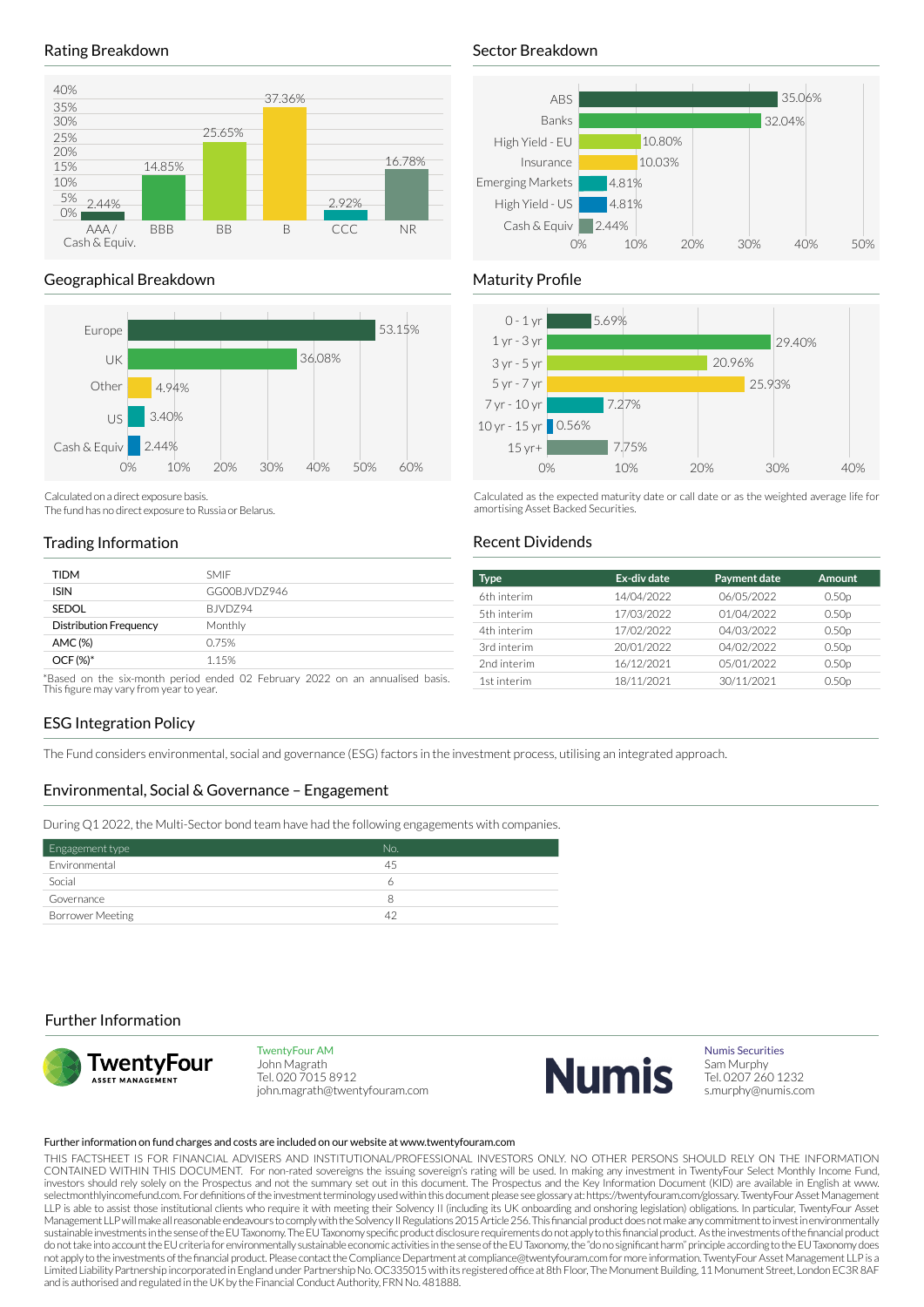## Rating Breakdown

40%
35%
30%
25%
20%
15%
10%
5%
0%

2.44%
14.85%
25.65%
37.36%
2.92%
16.78%

AAA / Cash & Equiv.
BBB
BB
B
CCC
NR

## Sector Breakdown

ABS 35.06%
Banks 32.04%
High Yield - EU 10.80%
Insurance 10.03%
Emerging Markets 4.81%
High Yield - US 4.81%
Cash & Equiv 2.44%

0% 10% 20% 30% 40% 50%

## Geographical Breakdown

Europe 53.15%
UK 36.08%
Other 4.94%
US 3.40%
Cash & Equiv 2.44%

0% 10% 20% 30% 40% 50% 60%

Calculated on a direct exposure basis.
The fund has no direct exposure to Russia or Belarus.

## Maturity Profile

0 - 1 yr 5.69%
1 yr - 3 yr 29.40%
3 yr - 5 yr 20.96%
5 yr - 7 yr 25.93%
7 yr - 10 yr 7.27%
10 yr - 15 yr 0.56%
15 yr+ 7.75%

0% 10% 20% 30% 40%

Calculated as the expected maturity date or call date or as the weighted average life for amortising Asset Backed Securities.

## Trading Information

| | |
|---|---|
| TIDM | SMIF |
| ISIN | GG00BJVDZ946 |
| SEDOL | BJVDZ94 |
| Distribution Frequency | Monthly |
| AMC (%) | 0.75% |
| OCF (%)* | 1.15% |

*Based on the six-month period ended 02 February 2022 on an annualised basis. This figure may vary from year to year.

## Recent Dividends

| Type | Ex-div date | Payment date | Amount |
|---|---|---|---|
| 6th interim | 14/04/2022 | 06/05/2022 | 0.50p |
| 5th interim | 17/03/2022 | 01/04/2022 | 0.50p |
| 4th interim | 17/02/2022 | 04/03/2022 | 0.50p |
| 3rd interim | 20/01/2022 | 04/02/2022 | 0.50p |
| 2nd interim | 16/12/2021 | 05/01/2022 | 0.50p |
| 1st interim | 18/11/2021 | 30/11/2021 | 0.50p |

## ESG Integration Policy

The Fund considers environmental, social and governance (ESG) factors in the investment process, utilising an integrated approach.

## Environmental, Social & Governance – Engagement

During Q1 2022, the Multi-Sector bond team have had the following engagements with companies.

| Engagement type | No. |
|---|---|
| Environmental | 45 |
| Social | 6 |
| Governance | 8 |
| Borrower Meeting | 42 |

## Further Information

TwentyFour ASSET MANAGEMENT

TwentyFour AM
John Magrath
Tel. 020 7015 8912
john.magrath@twentyfouram.com

Numis

Numis Securities
Sam Murphy
Tel. 0207 260 1232
s.murphy@numis.com

**Further information on fund charges and costs are included on our website at www.twentyfouram.com**

THIS FACTSHEET IS FOR FINANCIAL ADVISERS AND INSTITUTIONAL/PROFESSIONAL INVESTORS ONLY. NO OTHER PERSONS SHOULD RELY ON THE INFORMATION CONTAINED WITHIN THIS DOCUMENT. For non-rated sovereigns the issuing sovereign's rating will be used. In making any investment in TwentyFour Select Monthly Income Fund, investors should rely solely on the Prospectus and not the summary set out in this document. The Prospectus and the Key Information Document (KID) are available in English at www.selectmonthlyincomefund.com. For definitions of the investment terminology used within this document please see glossary at: https://twentyfouram.com/glossary. TwentyFour Asset Management LLP is able to assist those institutional clients who require it with meeting their Solvency II (including its UK onboarding and onshoring legislation) obligations. In particular, TwentyFour Asset Management LLP will make all reasonable endeavours to comply with the Solvency II Regulations 2015 Article 256. This financial product does not make any commitment to invest in environmentally sustainable investments in the sense of the EU Taxonomy. The EU Taxonomy specific product disclosure requirements do not apply to this financial product. As the investments of the financial product do not take into account the EU criteria for environmentally sustainable economic activities in the sense of the EU Taxonomy, the "do no significant harm" principle according to the EU Taxonomy does not apply to the investments of the financial product. Please contact the Compliance Department at compliance@twentyfouram.com for more information. TwentyFour Asset Management LLP is a Limited Liability Partnership incorporated in England under Partnership No. OC335015 with its registered office at 8th Floor, The Monument Building, 11 Monument Street, London EC3R 8AF and is authorised and regulated in the UK by the Financial Conduct Authority, FRN No. 481888.